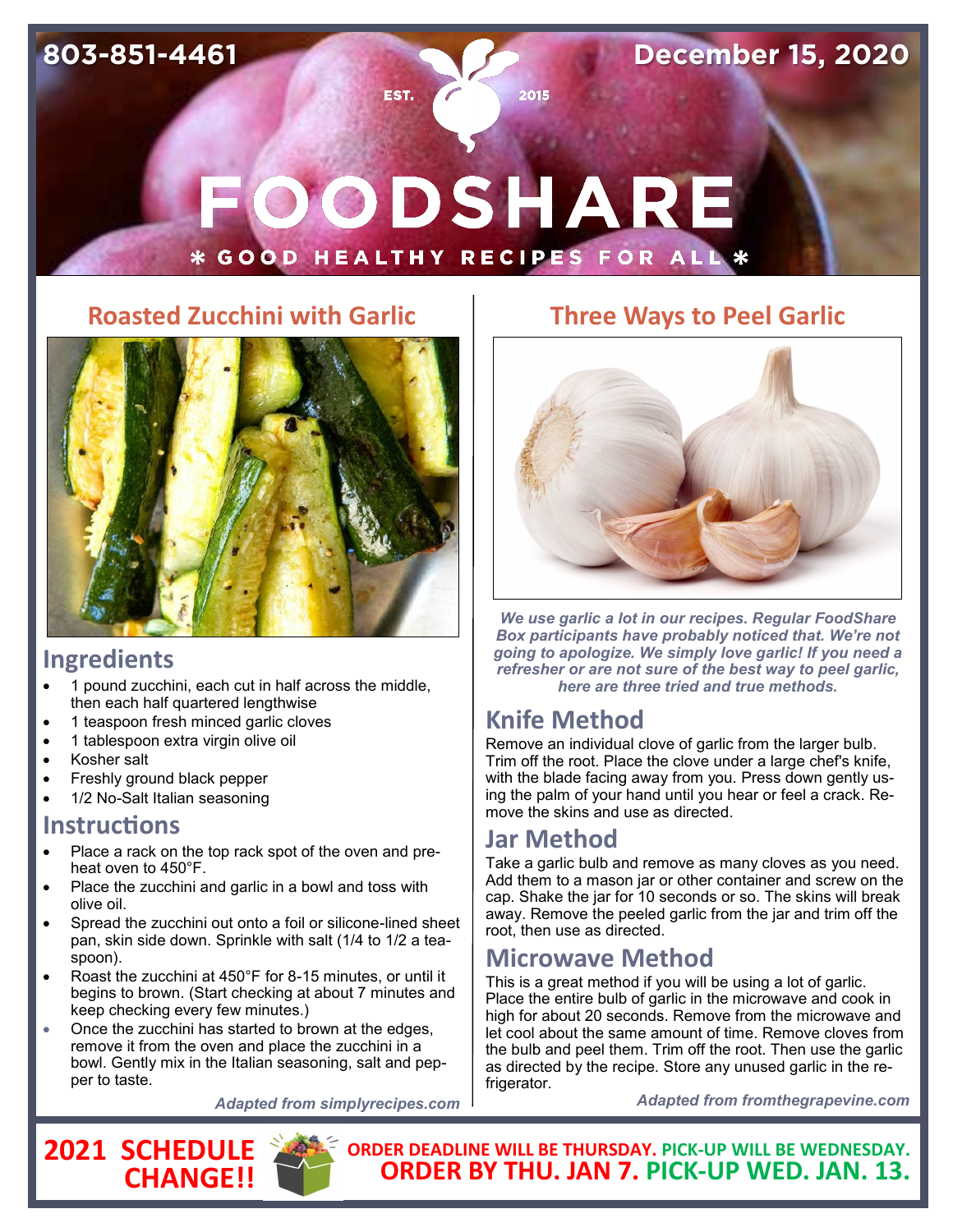803-851-4461

December 15, 2020

EST. 2015

# FOODSHARE

* GOOD HEALTHY RECIPES FOR ALL *

## Roasted Zucchini with Garlic

### Ingredients

- 1 pound zucchini, each cut in half across the middle, then each half quartered lengthwise
- 1 teaspoon fresh minced garlic cloves
- 1 tablespoon extra virgin olive oil
- Kosher salt
- Freshly ground black pepper
- 1/2 No-Salt Italian seasoning

### Instructions

- Place a rack on the top rack spot of the oven and preheat oven to 450°F.
- Place the zucchini and garlic in a bowl and toss with olive oil.
- Spread the zucchini out onto a foil or silicone-lined sheet pan, skin side down. Sprinkle with salt (1/4 to 1/2 a teaspoon).
- Roast the zucchini at 450°F for 8-15 minutes, or until it begins to brown. (Start checking at about 7 minutes and keep checking every few minutes.)
- Once the zucchini has started to brown at the edges, remove it from the oven and place the zucchini in a bowl. Gently mix in the Italian seasoning, salt and pepper to taste.

*Adapted from simplyrecipes.com*

## Three Ways to Peel Garlic

***We use garlic a lot in our recipes. Regular FoodShare Box participants have probably noticed that. We're not going to apologize. We simply love garlic! If you need a refresher or are not sure of the best way to peel garlic, here are three tried and true methods.***

### Knife Method

Remove an individual clove of garlic from the larger bulb. Trim off the root. Place the clove under a large chef's knife, with the blade facing away from you. Press down gently using the palm of your hand until you hear or feel a crack. Remove the skins and use as directed.

### Jar Method

Take a garlic bulb and remove as many cloves as you need. Add them to a mason jar or other container and screw on the cap. Shake the jar for 10 seconds or so. The skins will break away. Remove the peeled garlic from the jar and trim off the root, then use as directed.

### Microwave Method

This is a great method if you will be using a lot of garlic. Place the entire bulb of garlic in the microwave and cook in high for about 20 seconds. Remove from the microwave and let cool about the same amount of time. Remove cloves from the bulb and peel them. Trim off the root. Then use the garlic as directed by the recipe. Store any unused garlic in the refrigerator.

*Adapted from fromthegrapevine.com*

**2021 SCHEDULE CHANGE!!**

**ORDER DEADLINE WILL BE THURSDAY. PICK-UP WILL BE WEDNESDAY.**
**ORDER BY THU. JAN 7. PICK-UP WED. JAN. 13.**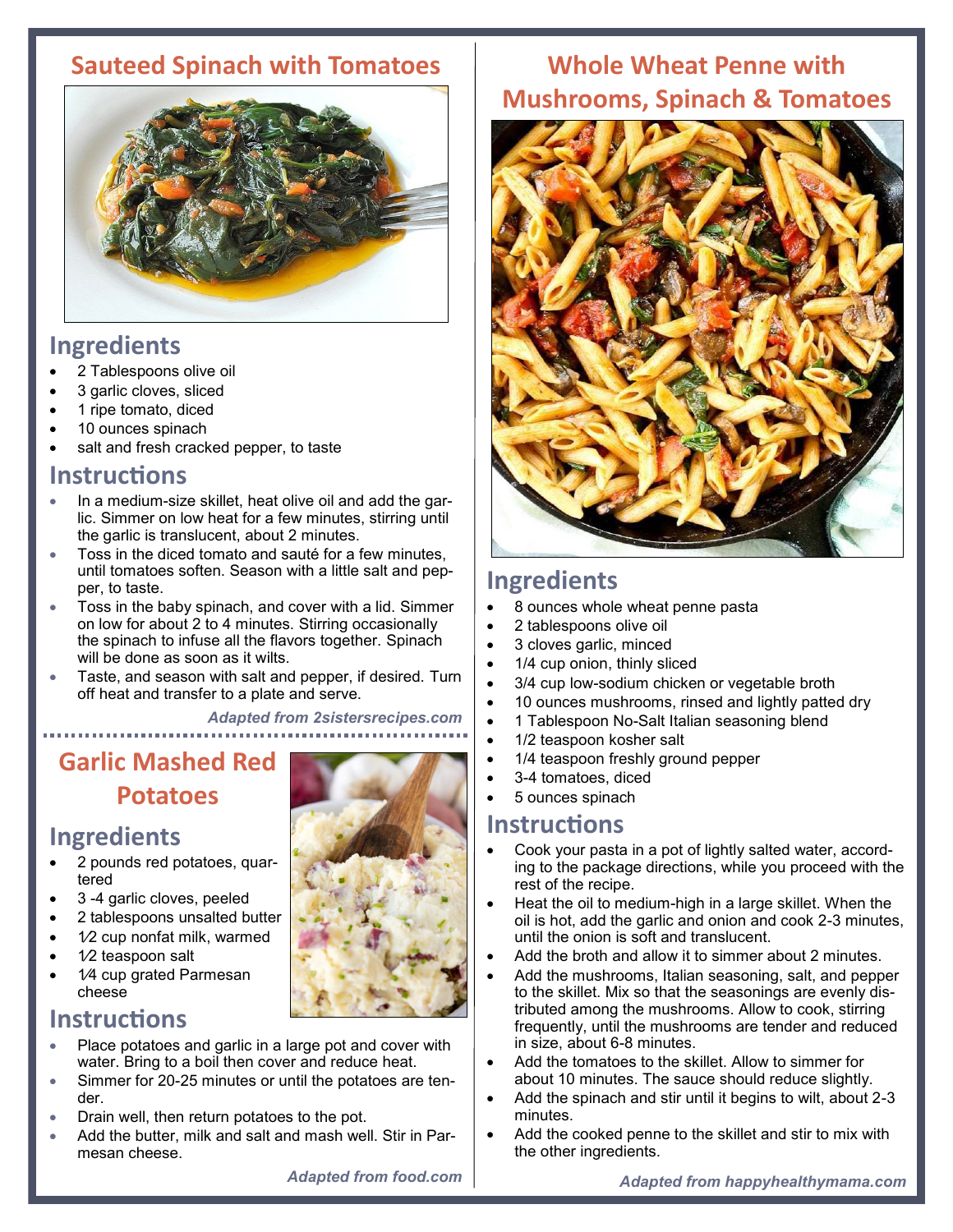## Sauteed Spinach with Tomatoes

### Ingredients

- 2 Tablespoons olive oil
- 3 garlic cloves, sliced
- 1 ripe tomato, diced
- 10 ounces spinach
- salt and fresh cracked pepper, to taste

### Instructions

- In a medium-size skillet, heat olive oil and add the garlic. Simmer on low heat for a few minutes, stirring until the garlic is translucent, about 2 minutes.
- Toss in the diced tomato and sauté for a few minutes, until tomatoes soften. Season with a little salt and pepper, to taste.
- Toss in the baby spinach, and cover with a lid. Simmer on low for about 2 to 4 minutes. Stirring occasionally the spinach to infuse all the flavors together. Spinach will be done as soon as it wilts.
- Taste, and season with salt and pepper, if desired. Turn off heat and transfer to a plate and serve.

*Adapted from 2sistersrecipes.com*

## Garlic Mashed Red Potatoes

### Ingredients

- 2 pounds red potatoes, quartered
- 3 -4 garlic cloves, peeled
- 2 tablespoons unsalted butter
- 1⁄2 cup nonfat milk, warmed
- 1⁄2 teaspoon salt
- 1⁄4 cup grated Parmesan cheese

### Instructions

- Place potatoes and garlic in a large pot and cover with water. Bring to a boil then cover and reduce heat.
- Simmer for 20-25 minutes or until the potatoes are tender.
- Drain well, then return potatoes to the pot.
- Add the butter, milk and salt and mash well. Stir in Parmesan cheese.

*Adapted from food.com*

## Whole Wheat Penne with Mushrooms, Spinach & Tomatoes

### Ingredients

- 8 ounces whole wheat penne pasta
- 2 tablespoons olive oil
- 3 cloves garlic, minced
- 1/4 cup onion, thinly sliced
- 3/4 cup low-sodium chicken or vegetable broth
- 10 ounces mushrooms, rinsed and lightly patted dry
- 1 Tablespoon No-Salt Italian seasoning blend
- 1/2 teaspoon kosher salt
- 1/4 teaspoon freshly ground pepper
- 3-4 tomatoes, diced
- 5 ounces spinach

### Instructions

- Cook your pasta in a pot of lightly salted water, according to the package directions, while you proceed with the rest of the recipe.
- Heat the oil to medium-high in a large skillet. When the oil is hot, add the garlic and onion and cook 2-3 minutes, until the onion is soft and translucent.
- Add the broth and allow it to simmer about 2 minutes.
- Add the mushrooms, Italian seasoning, salt, and pepper to the skillet. Mix so that the seasonings are evenly distributed among the mushrooms. Allow to cook, stirring frequently, until the mushrooms are tender and reduced in size, about 6-8 minutes.
- Add the tomatoes to the skillet. Allow to simmer for about 10 minutes. The sauce should reduce slightly.
- Add the spinach and stir until it begins to wilt, about 2-3 minutes.
- Add the cooked penne to the skillet and stir to mix with the other ingredients.

*Adapted from happyhealthymama.com*